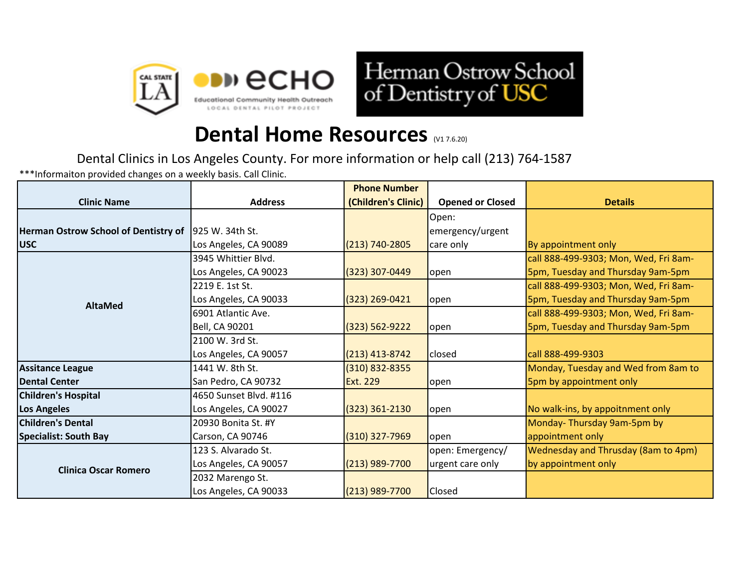# Dental Home Resources (V1 7.6.20)

Dental Clinics in Los Angeles County. For more information or help call (213) 764-1587

***Informaiton provided changes on a weekly basis. Call Clinic.

| Clinic Name | Address | Phone Number (Children's Clinic) | Opened or Closed | Details |
|---|---|---|---|---|
| **Herman Ostrow School of Dentistry of USC** | 925 W. 34th St. Los Angeles, CA 90089 | (213) 740-2805 | Open: emergency/urgent care only | By appointment only |
| **AltaMed** | 3945 Whittier Blvd. Los Angeles, CA 90023 | (323) 307-0449 | open | call 888-499-9303; Mon, Wed, Fri 8am-5pm, Tuesday and Thursday 9am-5pm |
| | 2219 E. 1st St. Los Angeles, CA 90033 | (323) 269-0421 | open | call 888-499-9303; Mon, Wed, Fri 8am-5pm, Tuesday and Thursday 9am-5pm |
| | 6901 Atlantic Ave. Bell, CA 90201 | (323) 562-9222 | open | call 888-499-9303; Mon, Wed, Fri 8am-5pm, Tuesday and Thursday 9am-5pm |
| | 2100 W. 3rd St. Los Angeles, CA 90057 | (213) 413-8742 | closed | call 888-499-9303 |
| **Assitance League Dental Center** | 1441 W. 8th St. San Pedro, CA 90732 | (310) 832-8355 Ext. 229 | open | Monday, Tuesday and Wed from 8am to 5pm by appointment only |
| **Children's Hospital Los Angeles** | 4650 Sunset Blvd. #116 Los Angeles, CA 90027 | (323) 361-2130 | open | No walk-ins, by appoitnment only |
| **Children's Dental Specialist: South Bay** | 20930 Bonita St. #Y Carson, CA 90746 | (310) 327-7969 | open | Monday- Thursday 9am-5pm by appointment only |
| **Clinica Oscar Romero** | 123 S. Alvarado St. Los Angeles, CA 90057 | (213) 989-7700 | open: Emergency/ urgent care only | Wednesday and Thrusday (8am to 4pm) by appointment only |
| | 2032 Marengo St. Los Angeles, CA 90033 | (213) 989-7700 | Closed | |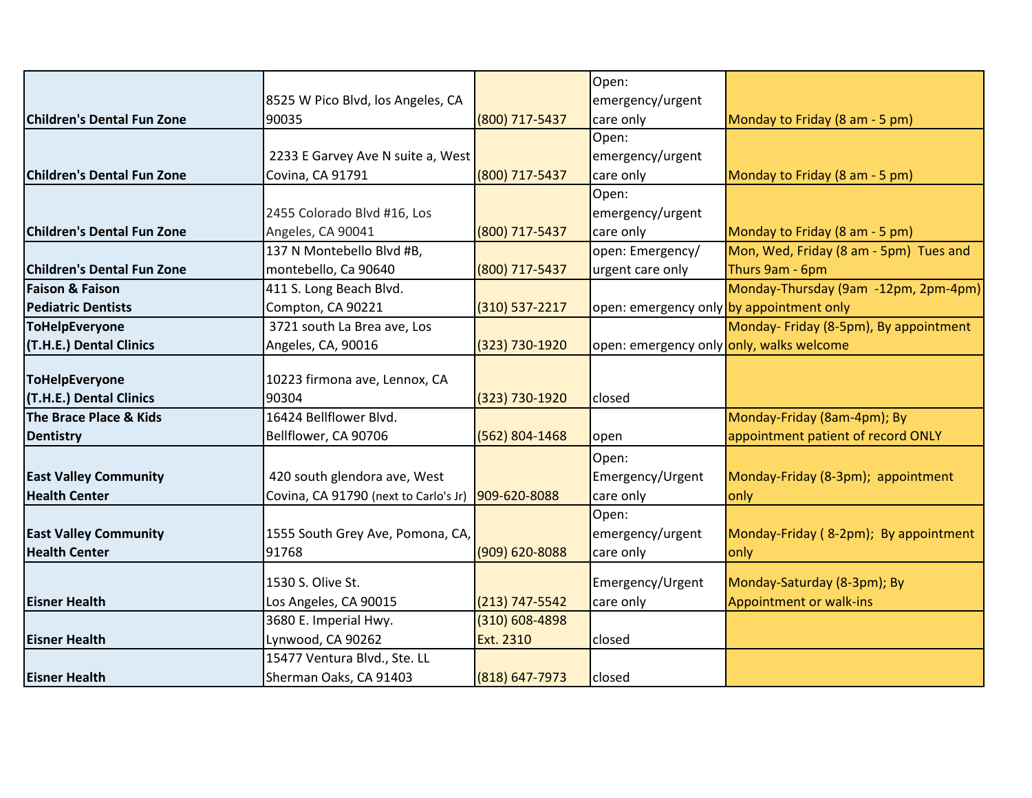| | | | | |
|---|---|---|---|---|
| **Children's Dental Fun Zone** | 8525 W Pico Blvd, los Angeles, CA 90035 | (800) 717-5437 | Open: emergency/urgent care only | Monday to Friday (8 am - 5 pm) |
| **Children's Dental Fun Zone** | 2233 E Garvey Ave N suite a, West Covina, CA 91791 | (800) 717-5437 | Open: emergency/urgent care only | Monday to Friday (8 am - 5 pm) |
| **Children's Dental Fun Zone** | 2455 Colorado Blvd #16, Los Angeles, CA 90041 | (800) 717-5437 | Open: emergency/urgent care only | Monday to Friday (8 am - 5 pm) |
| **Children's Dental Fun Zone** | 137 N Montebello Blvd #B, montebello, Ca 90640 | (800) 717-5437 | open: Emergency/ urgent care only | Mon, Wed, Friday (8 am - 5pm) Tues and Thurs 9am - 6pm |
| **Faison & Faison Pediatric Dentists** | 411 S. Long Beach Blvd. Compton, CA 90221 | (310) 537-2217 | open: emergency only | Monday-Thursday (9am -12pm, 2pm-4pm) by appointment only |
| **ToHelpEveryone (T.H.E.) Dental Clinics** | 3721 south La Brea ave, Los Angeles, CA, 90016 | (323) 730-1920 | open: emergency only | Monday- Friday (8-5pm), By appointment only, walks welcome |
| **ToHelpEveryone (T.H.E.) Dental Clinics** | 10223 firmona ave, Lennox, CA 90304 | (323) 730-1920 | closed | |
| **The Brace Place & Kids Dentistry** | 16424 Bellflower Blvd. Bellflower, CA 90706 | (562) 804-1468 | open | Monday-Friday (8am-4pm); By appointment patient of record ONLY |
| **East Valley Community Health Center** | 420 south glendora ave, West Covina, CA 91790 (next to Carlo's Jr) | 909-620-8088 | Open: Emergency/Urgent care only | Monday-Friday (8-3pm); appointment only |
| **East Valley Community Health Center** | 1555 South Grey Ave, Pomona, CA, 91768 | (909) 620-8088 | Open: emergency/urgent care only | Monday-Friday ( 8-2pm); By appointment only |
| **Eisner Health** | 1530 S. Olive St. Los Angeles, CA 90015 | (213) 747-5542 | Emergency/Urgent care only | Monday-Saturday (8-3pm); By Appointment or walk-ins |
| **Eisner Health** | 3680 E. Imperial Hwy. Lynwood, CA 90262 | (310) 608-4898 Ext. 2310 | closed | |
| **Eisner Health** | 15477 Ventura Blvd., Ste. LL Sherman Oaks, CA 91403 | (818) 647-7973 | closed | |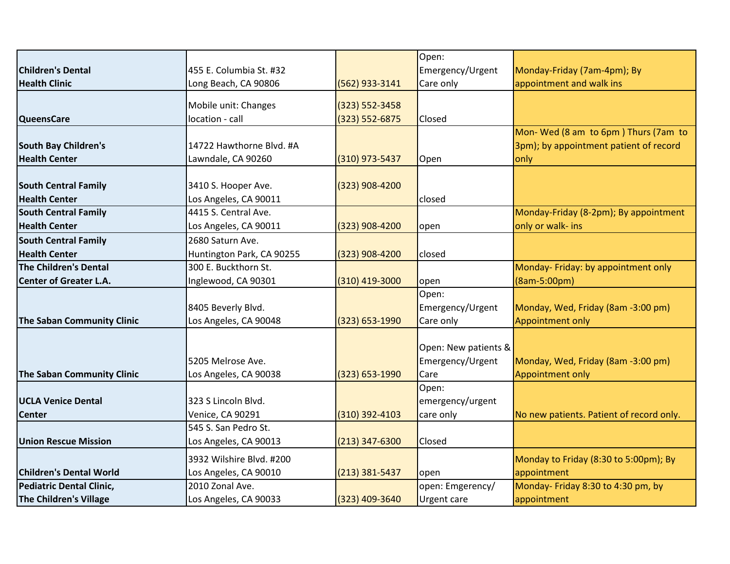| | | | | |
|---|---|---|---|---|
| **Children's Dental Health Clinic** | 455 E. Columbia St. #32 Long Beach, CA 90806 | (562) 933-3141 | Open: Emergency/Urgent Care only | Monday-Friday (7am-4pm); By appointment and walk ins |
| **QueensCare** | Mobile unit: Changes location - call | (323) 552-3458 (323) 552-6875 | Closed | |
| **South Bay Children's Health Center** | 14722 Hawthorne Blvd. #A Lawndale, CA 90260 | (310) 973-5437 | Open | Mon- Wed (8 am to 6pm ) Thurs (7am to 3pm); by appointment patient of record only |
| **South Central Family Health Center** | 3410 S. Hooper Ave. Los Angeles, CA 90011 | (323) 908-4200 | closed | |
| **South Central Family Health Center** | 4415 S. Central Ave. Los Angeles, CA 90011 | (323) 908-4200 | open | Monday-Friday (8-2pm); By appointment only or walk- ins |
| **South Central Family Health Center** | 2680 Saturn Ave. Huntington Park, CA 90255 | (323) 908-4200 | closed | |
| **The Children's Dental Center of Greater L.A.** | 300 E. Buckthorn St. Inglewood, CA 90301 | (310) 419-3000 | open | Monday- Friday: by appointment only (8am-5:00pm) |
| **The Saban Community Clinic** | 8405 Beverly Blvd. Los Angeles, CA 90048 | (323) 653-1990 | Open: Emergency/Urgent Care only | Monday, Wed, Friday (8am -3:00 pm) Appointment only |
| **The Saban Community Clinic** | 5205 Melrose Ave. Los Angeles, CA 90038 | (323) 653-1990 | Open: New patients & Emergency/Urgent Care | Monday, Wed, Friday (8am -3:00 pm) Appointment only |
| **UCLA Venice Dental Center** | 323 S Lincoln Blvd. Venice, CA 90291 | (310) 392-4103 | Open: emergency/urgent care only | No new patients. Patient of record only. |
| **Union Rescue Mission** | 545 S. San Pedro St. Los Angeles, CA 90013 | (213) 347-6300 | Closed | |
| **Children's Dental World** | 3932 Wilshire Blvd. #200 Los Angeles, CA 90010 | (213) 381-5437 | open | Monday to Friday (8:30 to 5:00pm); By appointment |
| **Pediatric Dental Clinic, The Children's Village** | 2010 Zonal Ave. Los Angeles, CA 90033 | (323) 409-3640 | open: Emgerency/ Urgent care | Monday- Friday 8:30 to 4:30 pm, by appointment |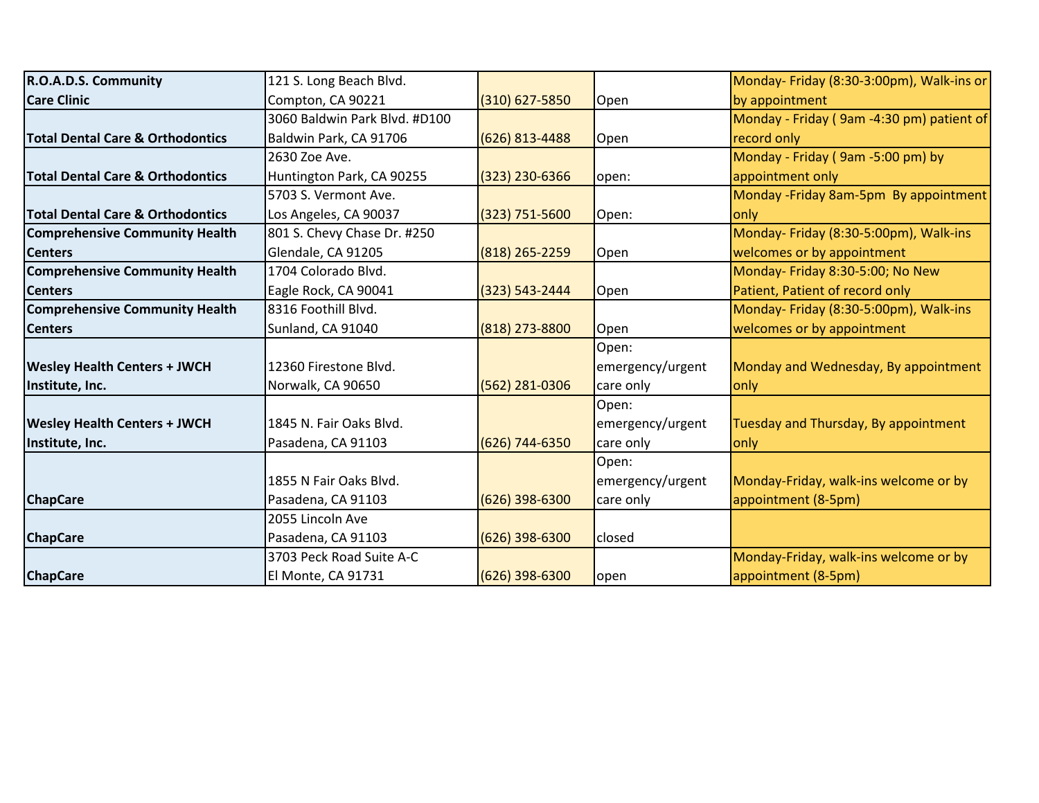| | | | | |
|---|---|---|---|---|
| **R.O.A.D.S. Community Care Clinic** | 121 S. Long Beach Blvd. Compton, CA 90221 | (310) 627-5850 | Open | Monday- Friday (8:30-3:00pm), Walk-ins or by appointment |
| **Total Dental Care & Orthodontics** | 3060 Baldwin Park Blvd. #D100 Baldwin Park, CA 91706 | (626) 813-4488 | Open | Monday - Friday ( 9am -4:30 pm) patient of record only |
| **Total Dental Care & Orthodontics** | 2630 Zoe Ave. Huntington Park, CA 90255 | (323) 230-6366 | open: | Monday - Friday ( 9am -5:00 pm) by appointment only |
| **Total Dental Care & Orthodontics** | 5703 S. Vermont Ave. Los Angeles, CA 90037 | (323) 751-5600 | Open: | Monday -Friday 8am-5pm By appointment only |
| **Comprehensive Community Health Centers** | 801 S. Chevy Chase Dr. #250 Glendale, CA 91205 | (818) 265-2259 | Open | Monday- Friday (8:30-5:00pm), Walk-ins welcomes or by appointment |
| **Comprehensive Community Health Centers** | 1704 Colorado Blvd. Eagle Rock, CA 90041 | (323) 543-2444 | Open | Monday- Friday 8:30-5:00; No New Patient, Patient of record only |
| **Comprehensive Community Health Centers** | 8316 Foothill Blvd. Sunland, CA 91040 | (818) 273-8800 | Open | Monday- Friday (8:30-5:00pm), Walk-ins welcomes or by appointment |
| **Wesley Health Centers + JWCH Institute, Inc.** | 12360 Firestone Blvd. Norwalk, CA 90650 | (562) 281-0306 | Open: emergency/urgent care only | Monday and Wednesday, By appointment only |
| **Wesley Health Centers + JWCH Institute, Inc.** | 1845 N. Fair Oaks Blvd. Pasadena, CA 91103 | (626) 744-6350 | Open: emergency/urgent care only | Tuesday and Thursday, By appointment only |
| **ChapCare** | 1855 N Fair Oaks Blvd. Pasadena, CA 91103 | (626) 398-6300 | Open: emergency/urgent care only | Monday-Friday, walk-ins welcome or by appointment (8-5pm) |
| **ChapCare** | 2055 Lincoln Ave Pasadena, CA 91103 | (626) 398-6300 | closed | |
| **ChapCare** | 3703 Peck Road Suite A-C El Monte, CA 91731 | (626) 398-6300 | open | Monday-Friday, walk-ins welcome or by appointment (8-5pm) |